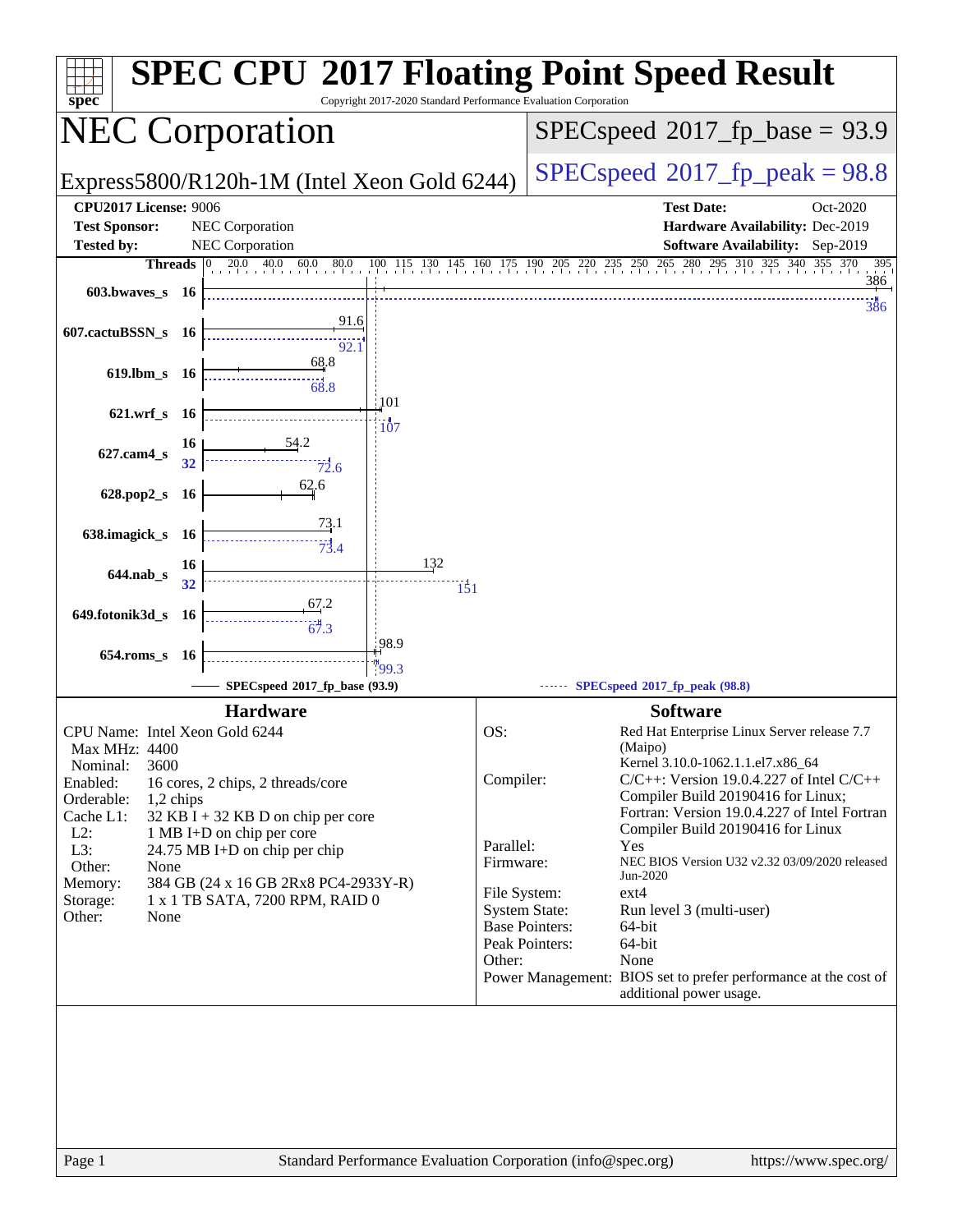# SPEC CPU 2017 Floating Point Speed Result

Copyright 2017-2020 Standard Performance Evaluation Corporation

## NEC Corporation

Express5800/R120h-1M (Intel Xeon Gold 6244)

SPECspeed 2017_fp_base = 93.9

SPECspeed 2017_fp_peak = 98.8

**CPU2017 License:** 9006
**Test Sponsor:** NEC Corporation
**Tested by:** NEC Corporation

**Test Date:** Oct-2020
**Hardware Availability:** Dec-2019
**Software Availability:** Sep-2019

| Benchmark | Threads | Base | Peak |
|---|---|---|---|
| 603.bwaves_s | 16 | 386 | 386 |
| 607.cactuBSSN_s | 16 | 91.6 | 92.1 |
| 619.lbm_s | 16 | 68.8 | 68.8 |
| 621.wrf_s | 16 | 101 | 107 |
| 627.cam4_s | 16 (base), 32 (peak) | 54.2 | 72.6 |
| 628.pop2_s | 16 | 62.6 | |
| 638.imagick_s | 16 | 73.1 | 73.4 |
| 644.nab_s | 16 (base), 32 (peak) | 132 | 151 |
| 649.fotonik3d_s | 16 | 67.2 | 67.3 |
| 654.roms_s | 16 | 98.9 | 99.3 |

SPECspeed 2017_fp_base (93.9) — SPECspeed 2017_fp_peak (98.8)

### Hardware

- CPU Name: Intel Xeon Gold 6244
- Max MHz: 4400
- Nominal: 3600
- Enabled: 16 cores, 2 chips, 2 threads/core
- Orderable: 1,2 chips
- Cache L1: 32 KB I + 32 KB D on chip per core
- L2: 1 MB I+D on chip per core
- L3: 24.75 MB I+D on chip per chip
- Other: None
- Memory: 384 GB (24 x 16 GB 2Rx8 PC4-2933Y-R)
- Storage: 1 x 1 TB SATA, 7200 RPM, RAID 0
- Other: None

### Software

- OS: Red Hat Enterprise Linux Server release 7.7 (Maipo) Kernel 3.10.0-1062.1.1.el7.x86_64
- Compiler: C/C++: Version 19.0.4.227 of Intel C/C++ Compiler Build 20190416 for Linux; Fortran: Version 19.0.4.227 of Intel Fortran Compiler Build 20190416 for Linux
- Parallel: Yes
- Firmware: NEC BIOS Version U32 v2.32 03/09/2020 released Jun-2020
- File System: ext4
- System State: Run level 3 (multi-user)
- Base Pointers: 64-bit
- Peak Pointers: 64-bit
- Other: None
- Power Management: BIOS set to prefer performance at the cost of additional power usage.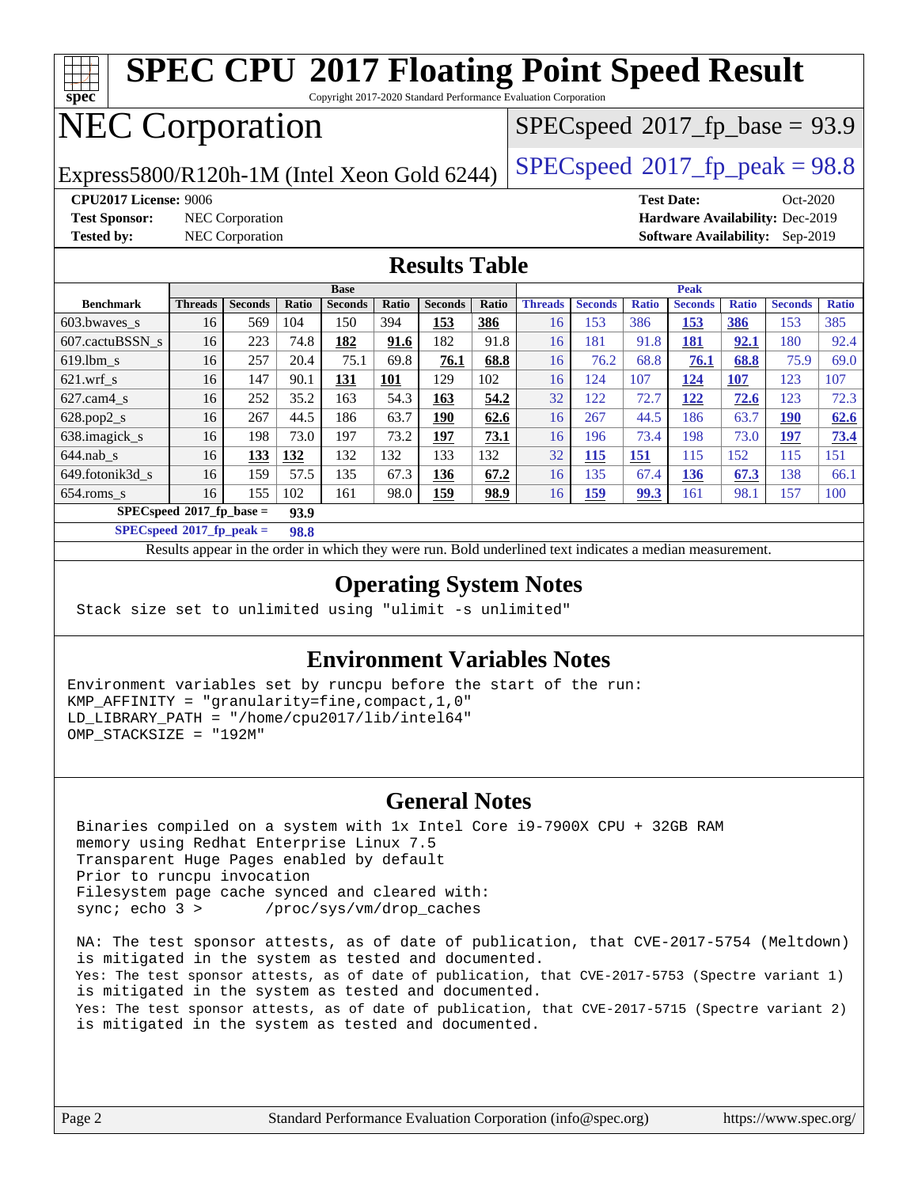# SPEC CPU 2017 Floating Point Speed Result

Copyright 2017-2020 Standard Performance Evaluation Corporation

# NEC Corporation

Express5800/R120h-1M (Intel Xeon Gold 6244)

SPECspeed 2017_fp_base = 93.9

SPECspeed 2017_fp_peak = 98.8

**CPU2017 License:** 9006
**Test Sponsor:** NEC Corporation
**Tested by:** NEC Corporation

**Test Date:** Oct-2020
**Hardware Availability:** Dec-2019
**Software Availability:** Sep-2019

## Results Table

| Benchmark | Base | | | | | | | Peak | | | | | | |
|---|---|---|---|---|---|---|---|---|---|---|---|---|---|---|
| | Threads | Seconds | Ratio | Seconds | Ratio | Seconds | Ratio | Threads | Seconds | Ratio | Seconds | Ratio | Seconds | Ratio |
| 603.bwaves_s | 16 | 569 | 104 | 150 | 394 | **153** | **386** | 16 | 153 | 386 | **153** | **386** | 153 | 385 |
| 607.cactuBSSN_s | 16 | 223 | 74.8 | **182** | **91.6** | 182 | 91.8 | 16 | 181 | 91.8 | **181** | **92.1** | 180 | 92.4 |
| 619.lbm_s | 16 | 257 | 20.4 | 75.1 | 69.8 | **76.1** | **68.8** | 16 | 76.2 | 68.8 | **76.1** | **68.8** | 75.9 | 69.0 |
| 621.wrf_s | 16 | 147 | 90.1 | **131** | **101** | 129 | 102 | 16 | 124 | 107 | **124** | **107** | 123 | 107 |
| 627.cam4_s | 16 | 252 | 35.2 | 163 | 54.3 | **163** | **54.2** | 32 | 122 | 72.7 | **122** | **72.6** | 123 | 72.3 |
| 628.pop2_s | 16 | 267 | 44.5 | 186 | 63.7 | **190** | **62.6** | 16 | 267 | 44.5 | 186 | 63.7 | **190** | **62.6** |
| 638.imagick_s | 16 | 198 | 73.0 | 197 | 73.2 | **197** | **73.1** | 16 | 196 | 73.4 | 198 | 73.0 | **197** | **73.4** |
| 644.nab_s | 16 | **133** | **132** | 132 | 132 | 133 | 132 | 32 | **115** | **151** | 115 | 152 | 115 | 151 |
| 649.fotonik3d_s | 16 | 159 | 57.5 | 135 | 67.3 | **136** | **67.2** | 16 | 135 | 67.4 | **136** | **67.3** | 138 | 66.1 |
| 654.roms_s | 16 | 155 | 102 | 161 | 98.0 | **159** | **98.9** | 16 | **159** | **99.3** | 161 | 98.1 | 157 | 100 |

**SPECspeed 2017_fp_base = 93.9**

**SPECspeed 2017_fp_peak = 98.8**

Results appear in the order in which they were run. Bold underlined text indicates a median measurement.

## Operating System Notes

```
Stack size set to unlimited using "ulimit -s unlimited"
```

## Environment Variables Notes

```
Environment variables set by runcpu before the start of the run:
KMP_AFFINITY = "granularity=fine,compact,1,0"
LD_LIBRARY_PATH = "/home/cpu2017/lib/intel64"
OMP_STACKSIZE = "192M"
```

## General Notes

```
Binaries compiled on a system with 1x Intel Core i9-7900X CPU + 32GB RAM
memory using Redhat Enterprise Linux 7.5
Transparent Huge Pages enabled by default
Prior to runcpu invocation
Filesystem page cache synced and cleared with:
sync; echo 3 >       /proc/sys/vm/drop_caches

NA: The test sponsor attests, as of date of publication, that CVE-2017-5754 (Meltdown)
is mitigated in the system as tested and documented.
Yes: The test sponsor attests, as of date of publication, that CVE-2017-5753 (Spectre variant 1)
is mitigated in the system as tested and documented.
Yes: The test sponsor attests, as of date of publication, that CVE-2017-5715 (Spectre variant 2)
is mitigated in the system as tested and documented.
```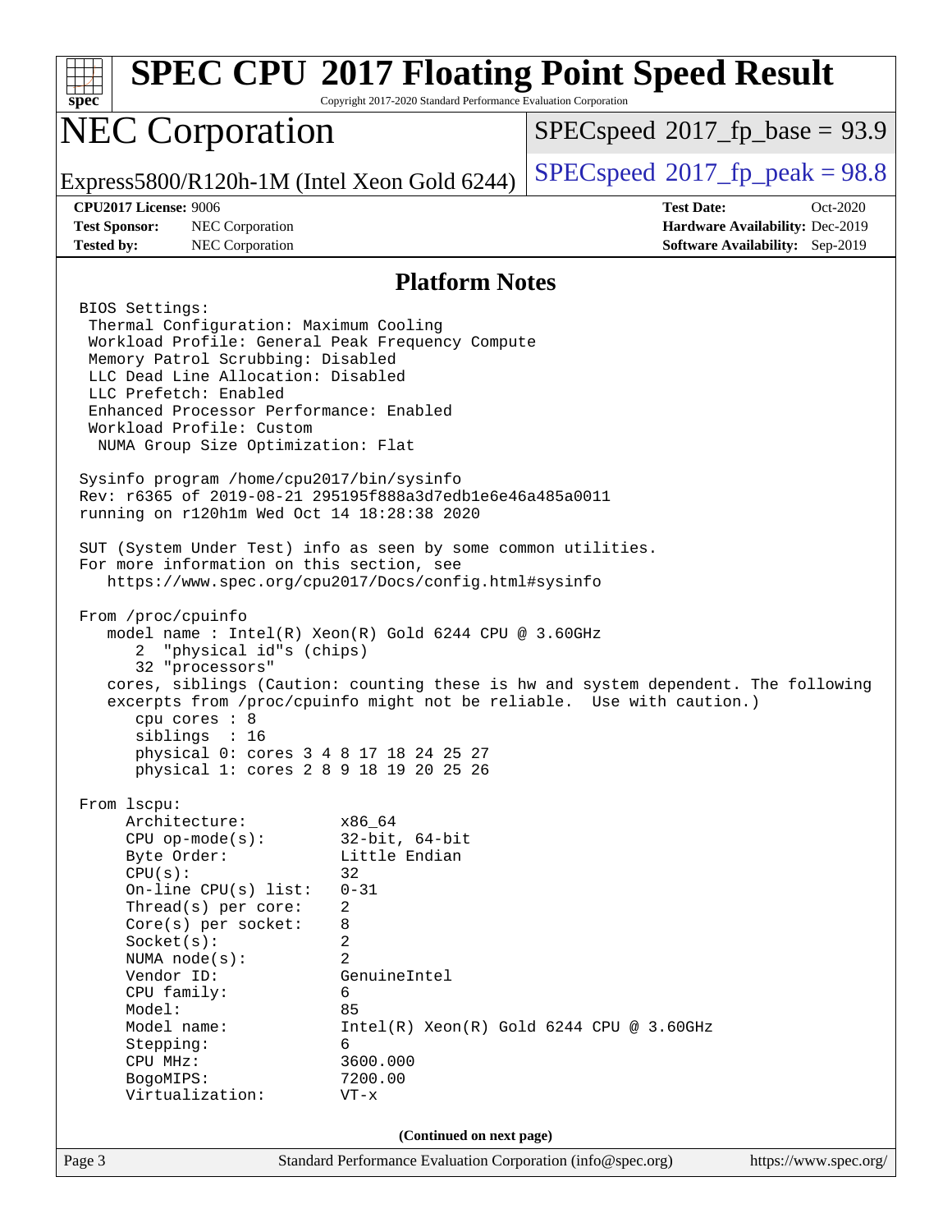# SPEC CPU 2017 Floating Point Speed Result

Copyright 2017-2020 Standard Performance Evaluation Corporation

## NEC Corporation

Express5800/R120h-1M (Intel Xeon Gold 6244)

SPECspeed 2017_fp_base = 93.9

SPECspeed 2017_fp_peak = 98.8

**CPU2017 License:** 9006
**Test Sponsor:** NEC Corporation
**Tested by:** NEC Corporation

**Test Date:** Oct-2020
**Hardware Availability:** Dec-2019
**Software Availability:** Sep-2019

### Platform Notes

```
BIOS Settings:
 Thermal Configuration: Maximum Cooling
 Workload Profile: General Peak Frequency Compute
 Memory Patrol Scrubbing: Disabled
 LLC Dead Line Allocation: Disabled
 LLC Prefetch: Enabled
 Enhanced Processor Performance: Enabled
 Workload Profile: Custom
  NUMA Group Size Optimization: Flat

Sysinfo program /home/cpu2017/bin/sysinfo
Rev: r6365 of 2019-08-21 295195f888a3d7edb1e6e46a485a0011
running on r120h1m Wed Oct 14 18:28:38 2020

SUT (System Under Test) info as seen by some common utilities.
For more information on this section, see
   https://www.spec.org/cpu2017/Docs/config.html#sysinfo

From /proc/cpuinfo
   model name : Intel(R) Xeon(R) Gold 6244 CPU @ 3.60GHz
      2  "physical id"s (chips)
      32 "processors"
   cores, siblings (Caution: counting these is hw and system dependent. The following
   excerpts from /proc/cpuinfo might not be reliable.  Use with caution.)
      cpu cores : 8
      siblings  : 16
      physical 0: cores 3 4 8 17 18 24 25 27
      physical 1: cores 2 8 9 18 19 20 25 26

From lscpu:
     Architecture:          x86_64
     CPU op-mode(s):        32-bit, 64-bit
     Byte Order:            Little Endian
     CPU(s):                32
     On-line CPU(s) list:   0-31
     Thread(s) per core:    2
     Core(s) per socket:    8
     Socket(s):             2
     NUMA node(s):          2
     Vendor ID:             GenuineIntel
     CPU family:            6
     Model:                 85
     Model name:            Intel(R) Xeon(R) Gold 6244 CPU @ 3.60GHz
     Stepping:              6
     CPU MHz:               3600.000
     BogoMIPS:              7200.00
     Virtualization:        VT-x
```

(Continued on next page)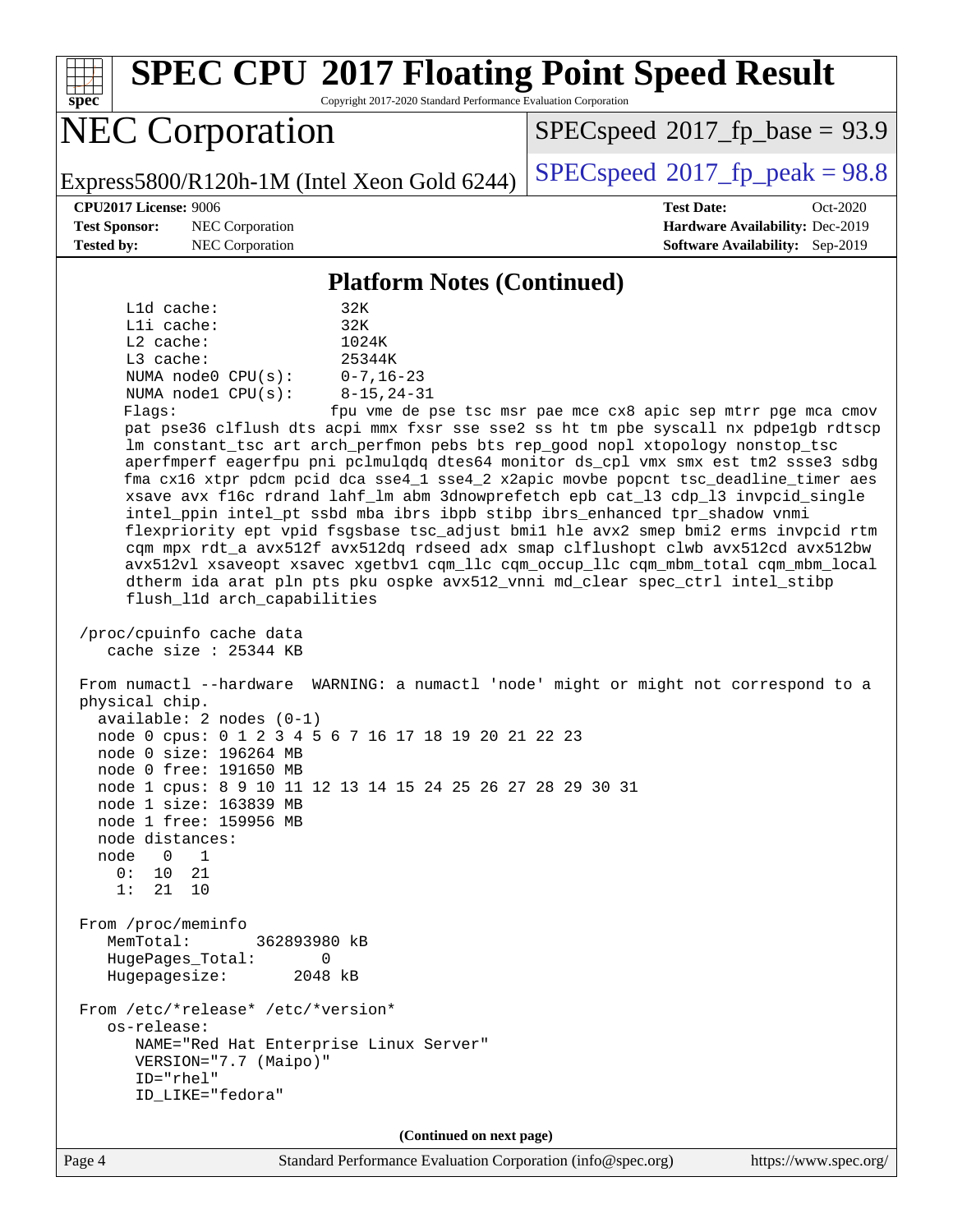## Platform Notes (Continued)

```
     L1d cache:             32K
     L1i cache:             32K
     L2 cache:              1024K
     L3 cache:              25344K
     NUMA node0 CPU(s):     0-7,16-23
     NUMA node1 CPU(s):     8-15,24-31
     Flags:                 fpu vme de pse tsc msr pae mce cx8 apic sep mtrr pge mca cmov
     pat pse36 clflush dts acpi mmx fxsr sse sse2 ss ht tm pbe syscall nx pdpe1gb rdtscp
     lm constant_tsc art arch_perfmon pebs bts rep_good nopl xtopology nonstop_tsc
     aperfmperf eagerfpu pni pclmulqdq dtes64 monitor ds_cpl vmx smx est tm2 ssse3 sdbg
     fma cx16 xtpr pdcm pcid dca sse4_1 sse4_2 x2apic movbe popcnt tsc_deadline_timer aes
     xsave avx f16c rdrand lahf_lm abm 3dnowprefetch epb cat_l3 cdp_l3 invpcid_single
     intel_ppin intel_pt ssbd mba ibrs ibpb stibp ibrs_enhanced tpr_shadow vnmi
     flexpriority ept vpid fsgsbase tsc_adjust bmi1 hle avx2 smep bmi2 erms invpcid rtm
     cqm mpx rdt_a avx512f avx512dq rdseed adx smap clflushopt clwb avx512cd avx512bw
     avx512vl xsaveopt xsavec xgetbv1 cqm_llc cqm_occup_llc cqm_mbm_total cqm_mbm_local
     dtherm ida arat pln pts pku ospke avx512_vnni md_clear spec_ctrl intel_stibp
     flush_l1d arch_capabilities

 /proc/cpuinfo cache data
    cache size : 25344 KB

 From numactl --hardware  WARNING: a numactl 'node' might or might not correspond to a
 physical chip.
   available: 2 nodes (0-1)
   node 0 cpus: 0 1 2 3 4 5 6 7 16 17 18 19 20 21 22 23
   node 0 size: 196264 MB
   node 0 free: 191650 MB
   node 1 cpus: 8 9 10 11 12 13 14 15 24 25 26 27 28 29 30 31
   node 1 size: 163839 MB
   node 1 free: 159956 MB
   node distances:
   node   0   1
     0:  10  21
     1:  21  10

 From /proc/meminfo
    MemTotal:       362893980 kB
    HugePages_Total:       0
    Hugepagesize:       2048 kB

 From /etc/*release* /etc/*version*
    os-release:
       NAME="Red Hat Enterprise Linux Server"
       VERSION="7.7 (Maipo)"
       ID="rhel"
       ID_LIKE="fedora"
```

(Continued on next page)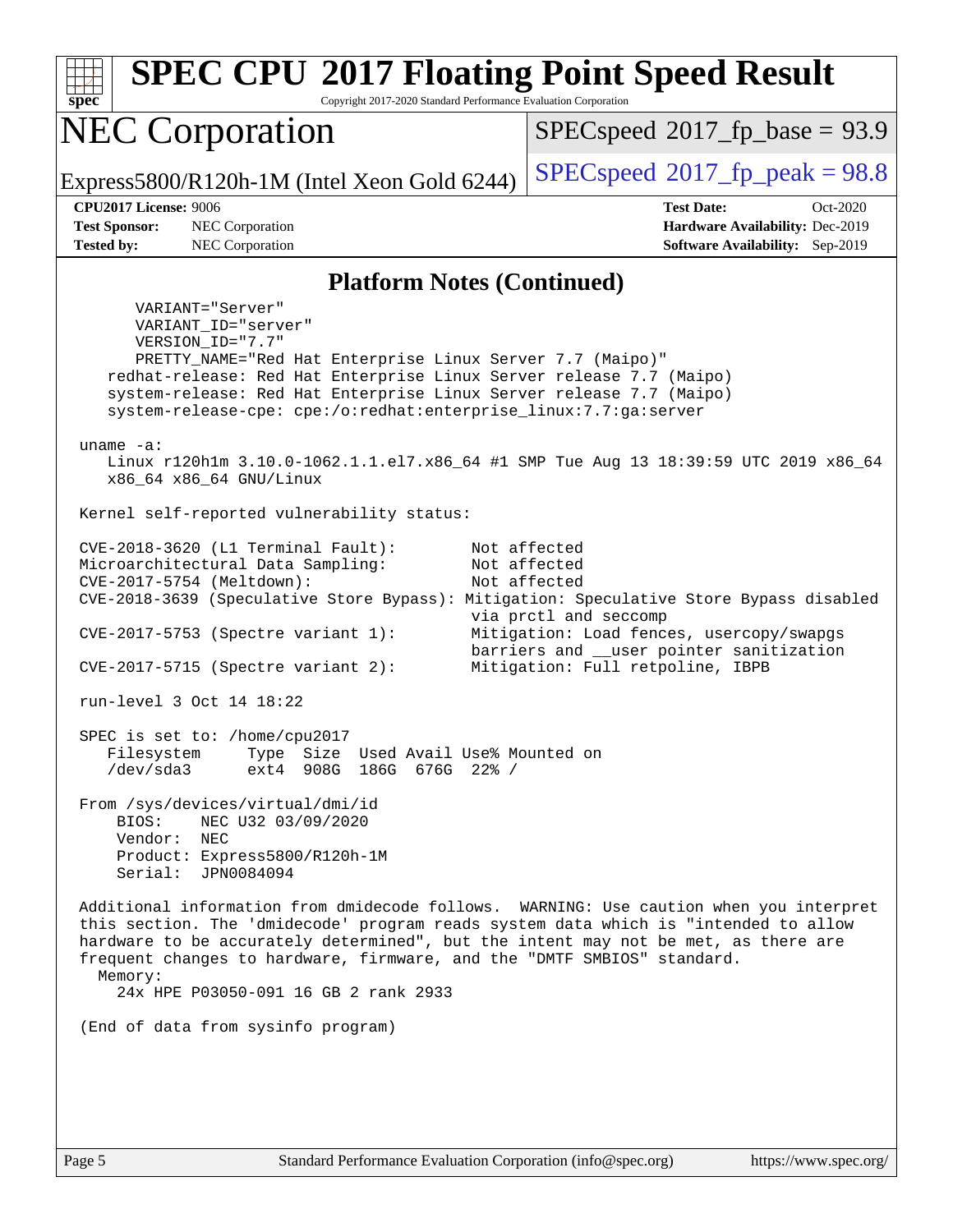## Platform Notes (Continued)

```
     VARIANT="Server"
     VARIANT_ID="server"
     VERSION_ID="7.7"
     PRETTY_NAME="Red Hat Enterprise Linux Server 7.7 (Maipo)"
  redhat-release: Red Hat Enterprise Linux Server release 7.7 (Maipo)
  system-release: Red Hat Enterprise Linux Server release 7.7 (Maipo)
  system-release-cpe: cpe:/o:redhat:enterprise_linux:7.7:ga:server

uname -a:
  Linux r120h1m 3.10.0-1062.1.1.el7.x86_64 #1 SMP Tue Aug 13 18:39:59 UTC 2019 x86_64
  x86_64 x86_64 GNU/Linux

Kernel self-reported vulnerability status:

CVE-2018-3620 (L1 Terminal Fault):        Not affected
Microarchitectural Data Sampling:         Not affected
CVE-2017-5754 (Meltdown):                 Not affected
CVE-2018-3639 (Speculative Store Bypass): Mitigation: Speculative Store Bypass disabled
                                          via prctl and seccomp
CVE-2017-5753 (Spectre variant 1):        Mitigation: Load fences, usercopy/swapgs
                                          barriers and __user pointer sanitization
CVE-2017-5715 (Spectre variant 2):        Mitigation: Full retpoline, IBPB

run-level 3 Oct 14 18:22

SPEC is set to: /home/cpu2017
  Filesystem     Type  Size  Used Avail Use% Mounted on
  /dev/sda3      ext4  908G  186G  676G  22% /

From /sys/devices/virtual/dmi/id
    BIOS:    NEC U32 03/09/2020
    Vendor:  NEC
    Product: Express5800/R120h-1M
    Serial:  JPN0084094

Additional information from dmidecode follows.  WARNING: Use caution when you interpret
this section. The 'dmidecode' program reads system data which is "intended to allow
hardware to be accurately determined", but the intent may not be met, as there are
frequent changes to hardware, firmware, and the "DMTF SMBIOS" standard.
  Memory:
    24x HPE P03050-091 16 GB 2 rank 2933

(End of data from sysinfo program)
```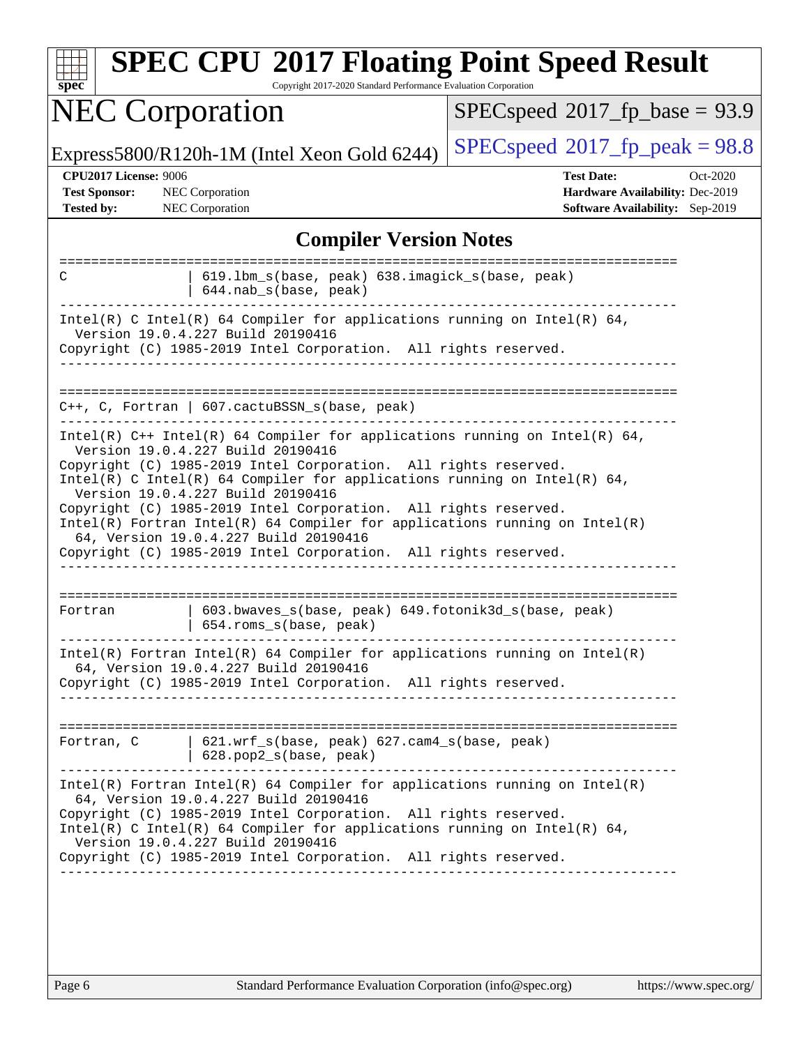# SPEC CPU 2017 Floating Point Speed Result

Copyright 2017-2020 Standard Performance Evaluation Corporation

## NEC Corporation

Express5800/R120h-1M (Intel Xeon Gold 6244)

SPECspeed 2017_fp_base = 93.9

SPECspeed 2017_fp_peak = 98.8

**CPU2017 License:** 9006
**Test Sponsor:** NEC Corporation
**Tested by:** NEC Corporation

**Test Date:** Oct-2020
**Hardware Availability:** Dec-2019
**Software Availability:** Sep-2019

## Compiler Version Notes

```
==============================================================================
C               | 619.lbm_s(base, peak) 638.imagick_s(base, peak)
                | 644.nab_s(base, peak)
------------------------------------------------------------------------------
Intel(R) C Intel(R) 64 Compiler for applications running on Intel(R) 64,
  Version 19.0.4.227 Build 20190416
Copyright (C) 1985-2019 Intel Corporation.  All rights reserved.
------------------------------------------------------------------------------

==============================================================================
C++, C, Fortran | 607.cactuBSSN_s(base, peak)
------------------------------------------------------------------------------
Intel(R) C++ Intel(R) 64 Compiler for applications running on Intel(R) 64,
  Version 19.0.4.227 Build 20190416
Copyright (C) 1985-2019 Intel Corporation.  All rights reserved.
Intel(R) C Intel(R) 64 Compiler for applications running on Intel(R) 64,
  Version 19.0.4.227 Build 20190416
Copyright (C) 1985-2019 Intel Corporation.  All rights reserved.
Intel(R) Fortran Intel(R) 64 Compiler for applications running on Intel(R)
  64, Version 19.0.4.227 Build 20190416
Copyright (C) 1985-2019 Intel Corporation.  All rights reserved.
------------------------------------------------------------------------------

==============================================================================
Fortran         | 603.bwaves_s(base, peak) 649.fotonik3d_s(base, peak)
                | 654.roms_s(base, peak)
------------------------------------------------------------------------------
Intel(R) Fortran Intel(R) 64 Compiler for applications running on Intel(R)
  64, Version 19.0.4.227 Build 20190416
Copyright (C) 1985-2019 Intel Corporation.  All rights reserved.
------------------------------------------------------------------------------

==============================================================================
Fortran, C      | 621.wrf_s(base, peak) 627.cam4_s(base, peak)
                | 628.pop2_s(base, peak)
------------------------------------------------------------------------------
Intel(R) Fortran Intel(R) 64 Compiler for applications running on Intel(R)
  64, Version 19.0.4.227 Build 20190416
Copyright (C) 1985-2019 Intel Corporation.  All rights reserved.
Intel(R) C Intel(R) 64 Compiler for applications running on Intel(R) 64,
  Version 19.0.4.227 Build 20190416
Copyright (C) 1985-2019 Intel Corporation.  All rights reserved.
------------------------------------------------------------------------------
```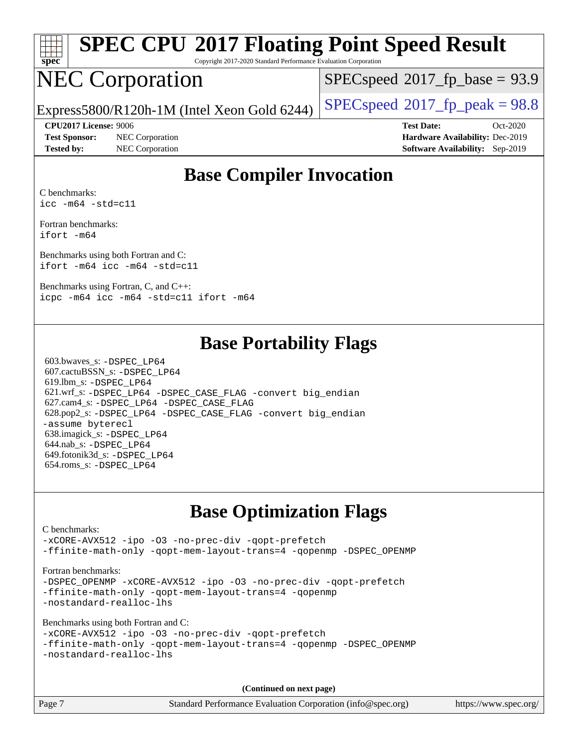## Base Compiler Invocation

C benchmarks:
```
icc -m64 -std=c11
```

Fortran benchmarks:
```
ifort -m64
```

Benchmarks using both Fortran and C:
```
ifort -m64 icc -m64 -std=c11
```

Benchmarks using Fortran, C, and C++:
```
icpc -m64 icc -m64 -std=c11 ifort -m64
```

## Base Portability Flags

603.bwaves_s: `-DSPEC_LP64`
607.cactuBSSN_s: `-DSPEC_LP64`
619.lbm_s: `-DSPEC_LP64`
621.wrf_s: `-DSPEC_LP64 -DSPEC_CASE_FLAG -convert big_endian`
627.cam4_s: `-DSPEC_LP64 -DSPEC_CASE_FLAG`
628.pop2_s: `-DSPEC_LP64 -DSPEC_CASE_FLAG -convert big_endian -assume byterecl`
638.imagick_s: `-DSPEC_LP64`
644.nab_s: `-DSPEC_LP64`
649.fotonik3d_s: `-DSPEC_LP64`
654.roms_s: `-DSPEC_LP64`

## Base Optimization Flags

C benchmarks:
```
-xCORE-AVX512 -ipo -O3 -no-prec-div -qopt-prefetch
-ffinite-math-only -qopt-mem-layout-trans=4 -qopenmp -DSPEC_OPENMP
```

Fortran benchmarks:
```
-DSPEC_OPENMP -xCORE-AVX512 -ipo -O3 -no-prec-div -qopt-prefetch
-ffinite-math-only -qopt-mem-layout-trans=4 -qopenmp
-nostandard-realloc-lhs
```

Benchmarks using both Fortran and C:
```
-xCORE-AVX512 -ipo -O3 -no-prec-div -qopt-prefetch
-ffinite-math-only -qopt-mem-layout-trans=4 -qopenmp -DSPEC_OPENMP
-nostandard-realloc-lhs
```

**(Continued on next page)**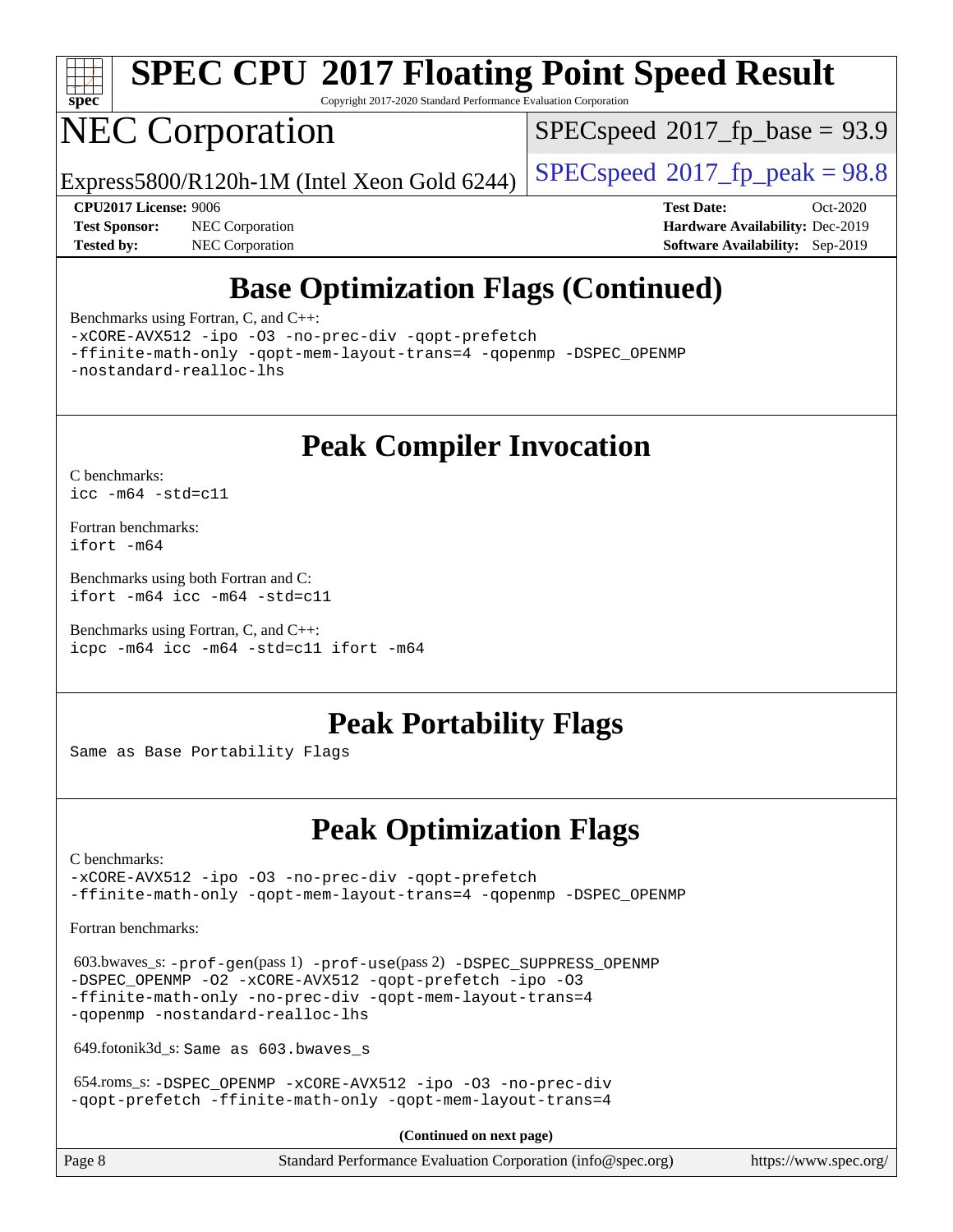## Base Optimization Flags (Continued)

Benchmarks using Fortran, C, and C++:

```
-xCORE-AVX512 -ipo -O3 -no-prec-div -qopt-prefetch
-ffinite-math-only -qopt-mem-layout-trans=4 -qopenmp -DSPEC_OPENMP
-nostandard-realloc-lhs
```

## Peak Compiler Invocation

C benchmarks:

```
icc -m64 -std=c11
```

Fortran benchmarks:

```
ifort -m64
```

Benchmarks using both Fortran and C:

```
ifort -m64 icc -m64 -std=c11
```

Benchmarks using Fortran, C, and C++:

```
icpc -m64 icc -m64 -std=c11 ifort -m64
```

## Peak Portability Flags

Same as Base Portability Flags

## Peak Optimization Flags

C benchmarks:

```
-xCORE-AVX512 -ipo -O3 -no-prec-div -qopt-prefetch
-ffinite-math-only -qopt-mem-layout-trans=4 -qopenmp -DSPEC_OPENMP
```

Fortran benchmarks:

603.bwaves_s: -prof-gen(pass 1) -prof-use(pass 2) -DSPEC_SUPPRESS_OPENMP -DSPEC_OPENMP -O2 -xCORE-AVX512 -qopt-prefetch -ipo -O3 -ffinite-math-only -no-prec-div -qopt-mem-layout-trans=4 -qopenmp -nostandard-realloc-lhs

649.fotonik3d_s: Same as 603.bwaves_s

654.roms_s: -DSPEC_OPENMP -xCORE-AVX512 -ipo -O3 -no-prec-div -qopt-prefetch -ffinite-math-only -qopt-mem-layout-trans=4

**(Continued on next page)**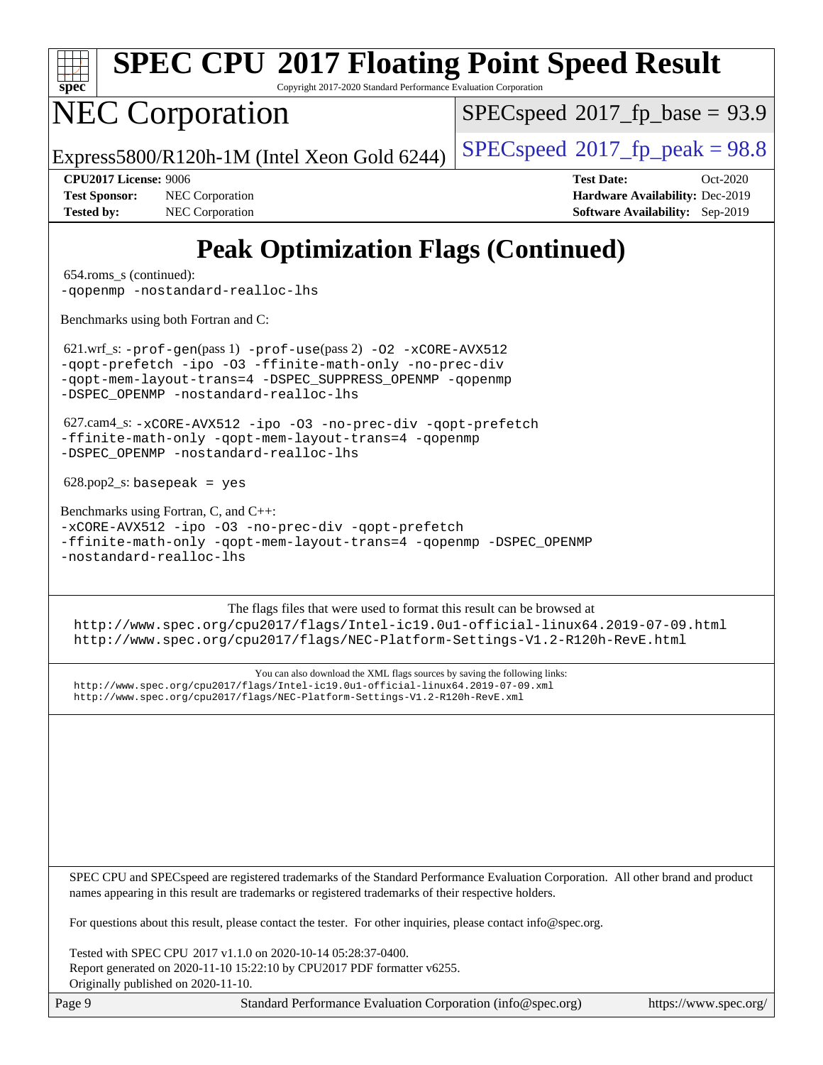# Peak Optimization Flags (Continued)

654.roms_s (continued):
-qopenmp -nostandard-realloc-lhs

Benchmarks using both Fortran and C:

621.wrf_s: -prof-gen(pass 1) -prof-use(pass 2) -O2 -xCORE-AVX512
-qopt-prefetch -ipo -O3 -ffinite-math-only -no-prec-div
-qopt-mem-layout-trans=4 -DSPEC_SUPPRESS_OPENMP -qopenmp
-DSPEC_OPENMP -nostandard-realloc-lhs

627.cam4_s: -xCORE-AVX512 -ipo -O3 -no-prec-div -qopt-prefetch
-ffinite-math-only -qopt-mem-layout-trans=4 -qopenmp
-DSPEC_OPENMP -nostandard-realloc-lhs

628.pop2_s: basepeak = yes

Benchmarks using Fortran, C, and C++:
-xCORE-AVX512 -ipo -O3 -no-prec-div -qopt-prefetch
-ffinite-math-only -qopt-mem-layout-trans=4 -qopenmp -DSPEC_OPENMP
-nostandard-realloc-lhs

The flags files that were used to format this result can be browsed at
http://www.spec.org/cpu2017/flags/Intel-ic19.0u1-official-linux64.2019-07-09.html
http://www.spec.org/cpu2017/flags/NEC-Platform-Settings-V1.2-R120h-RevE.html

You can also download the XML flags sources by saving the following links:
http://www.spec.org/cpu2017/flags/Intel-ic19.0u1-official-linux64.2019-07-09.xml
http://www.spec.org/cpu2017/flags/NEC-Platform-Settings-V1.2-R120h-RevE.xml

SPEC CPU and SPECspeed are registered trademarks of the Standard Performance Evaluation Corporation. All other brand and product names appearing in this result are trademarks or registered trademarks of their respective holders.

For questions about this result, please contact the tester. For other inquiries, please contact info@spec.org.

Tested with SPEC CPU 2017 v1.1.0 on 2020-10-14 05:28:37-0400.
Report generated on 2020-11-10 15:22:10 by CPU2017 PDF formatter v6255.
Originally published on 2020-11-10.